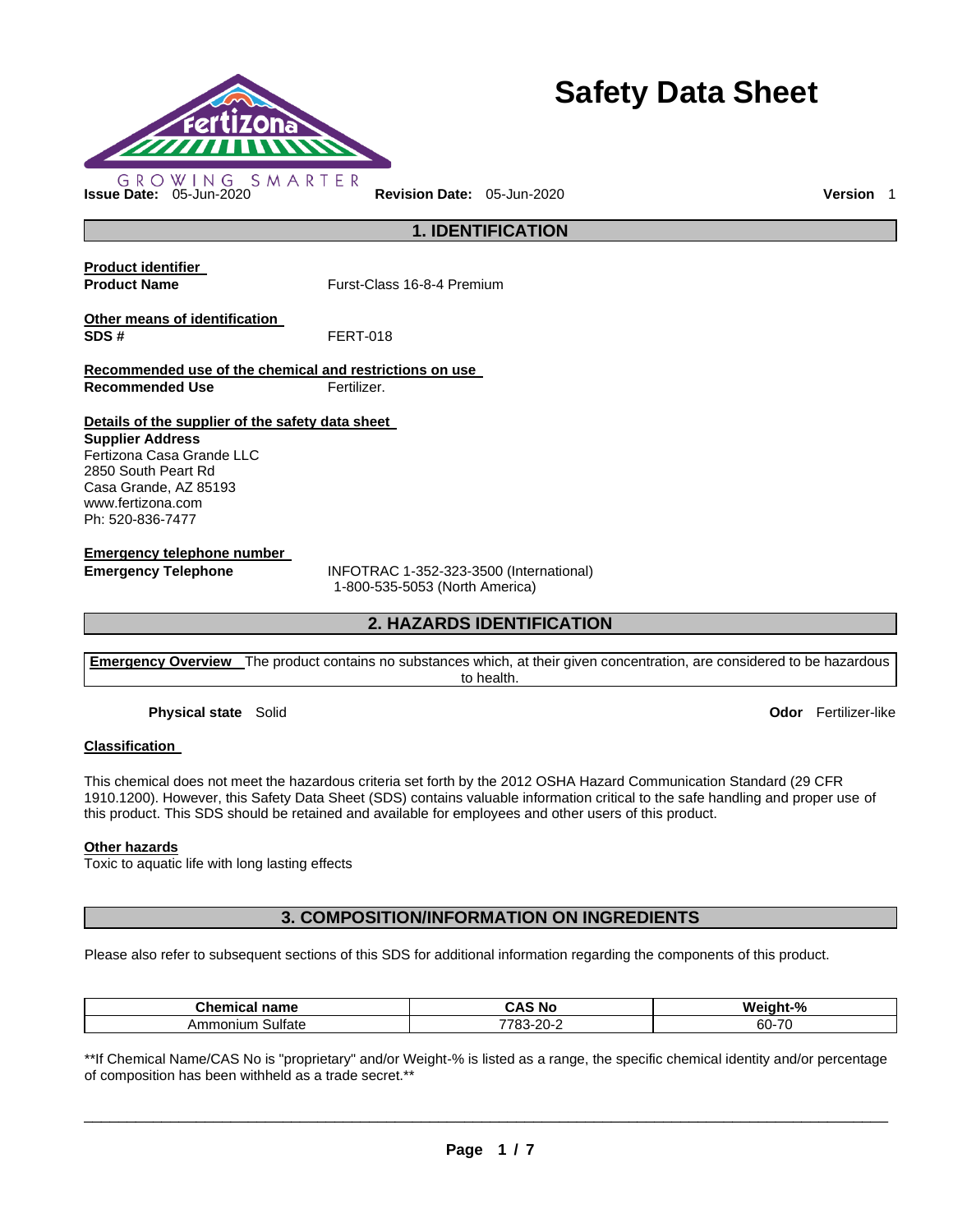# Safety Data Sheet

GROWING SMARTER

**Issue Date:** 05-Jun-2020 **Revision Date:** 05-Jun-2020 **Version** 1

## 1. IDENTIFICATION

**Product identifier**

**Product Name** Furst-Class 16-8-4 Premium

**Other means of identification**

**SDS #** FERT-018

**Recommended use of the chemical and restrictions on use**

**Recommended Use** Fertilizer.

**Details of the supplier of the safety data sheet**

**Supplier Address**
Fertizona Casa Grande LLC
2850 South Peart Rd
Casa Grande, AZ 85193
www.fertizona.com
Ph: 520-836-7477

**Emergency telephone number**

**Emergency Telephone** INFOTRAC 1-352-323-3500 (International)
1-800-535-5053 (North America)

## 2. HAZARDS IDENTIFICATION

**Emergency Overview** The product contains no substances which, at their given concentration, are considered to be hazardous to health.

**Physical state** Solid **Odor** Fertilizer-like

**Classification**

This chemical does not meet the hazardous criteria set forth by the 2012 OSHA Hazard Communication Standard (29 CFR 1910.1200). However, this Safety Data Sheet (SDS) contains valuable information critical to the safe handling and proper use of this product. This SDS should be retained and available for employees and other users of this product.

**Other hazards**

Toxic to aquatic life with long lasting effects

## 3. COMPOSITION/INFORMATION ON INGREDIENTS

Please also refer to subsequent sections of this SDS for additional information regarding the components of this product.

| Chemical name | CAS No | Weight-% |
|---|---|---|
| Ammonium Sulfate | 7783-20-2 | 60-70 |

**If Chemical Name/CAS No is "proprietary" and/or Weight-% is listed as a range, the specific chemical identity and/or percentage of composition has been withheld as a trade secret.**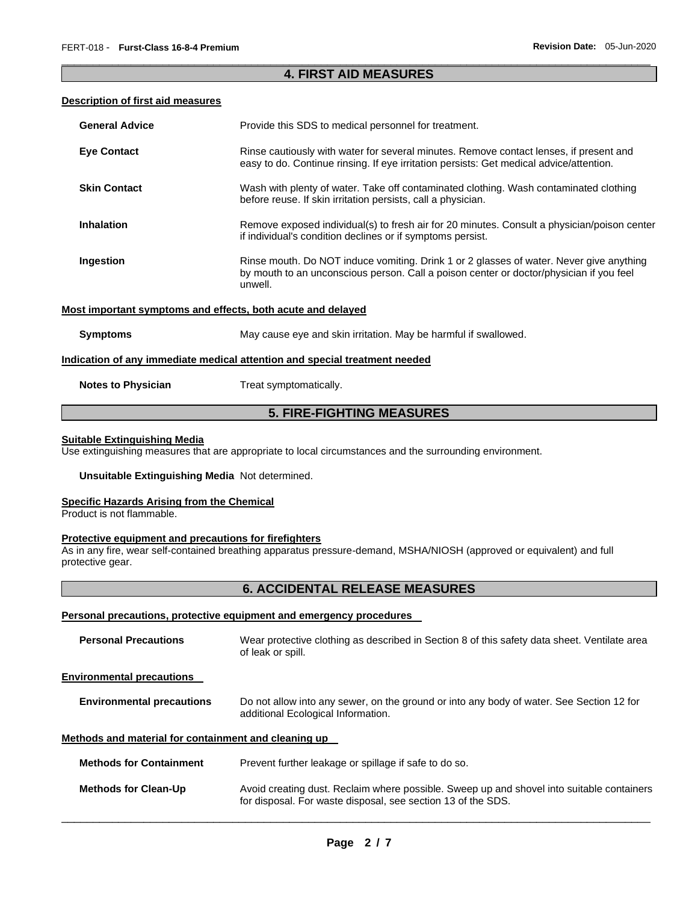## 4. FIRST AID MEASURES

### Description of first aid measures

**General Advice** Provide this SDS to medical personnel for treatment.

**Eye Contact** Rinse cautiously with water for several minutes. Remove contact lenses, if present and easy to do. Continue rinsing. If eye irritation persists: Get medical advice/attention.

**Skin Contact** Wash with plenty of water. Take off contaminated clothing. Wash contaminated clothing before reuse. If skin irritation persists, call a physician.

**Inhalation** Remove exposed individual(s) to fresh air for 20 minutes. Consult a physician/poison center if individual's condition declines or if symptoms persist.

**Ingestion** Rinse mouth. Do NOT induce vomiting. Drink 1 or 2 glasses of water. Never give anything by mouth to an unconscious person. Call a poison center or doctor/physician if you feel unwell.

### Most important symptoms and effects, both acute and delayed

**Symptoms** May cause eye and skin irritation. May be harmful if swallowed.

### Indication of any immediate medical attention and special treatment needed

**Notes to Physician** Treat symptomatically.

## 5. FIRE-FIGHTING MEASURES

### Suitable Extinguishing Media

Use extinguishing measures that are appropriate to local circumstances and the surrounding environment.

**Unsuitable Extinguishing Media** Not determined.

### Specific Hazards Arising from the Chemical

Product is not flammable.

### Protective equipment and precautions for firefighters

As in any fire, wear self-contained breathing apparatus pressure-demand, MSHA/NIOSH (approved or equivalent) and full protective gear.

## 6. ACCIDENTAL RELEASE MEASURES

### Personal precautions, protective equipment and emergency procedures

**Personal Precautions** Wear protective clothing as described in Section 8 of this safety data sheet. Ventilate area of leak or spill.

### Environmental precautions

**Environmental precautions** Do not allow into any sewer, on the ground or into any body of water. See Section 12 for additional Ecological Information.

### Methods and material for containment and cleaning up

**Methods for Containment** Prevent further leakage or spillage if safe to do so.

**Methods for Clean-Up** Avoid creating dust. Reclaim where possible. Sweep up and shovel into suitable containers for disposal. For waste disposal, see section 13 of the SDS.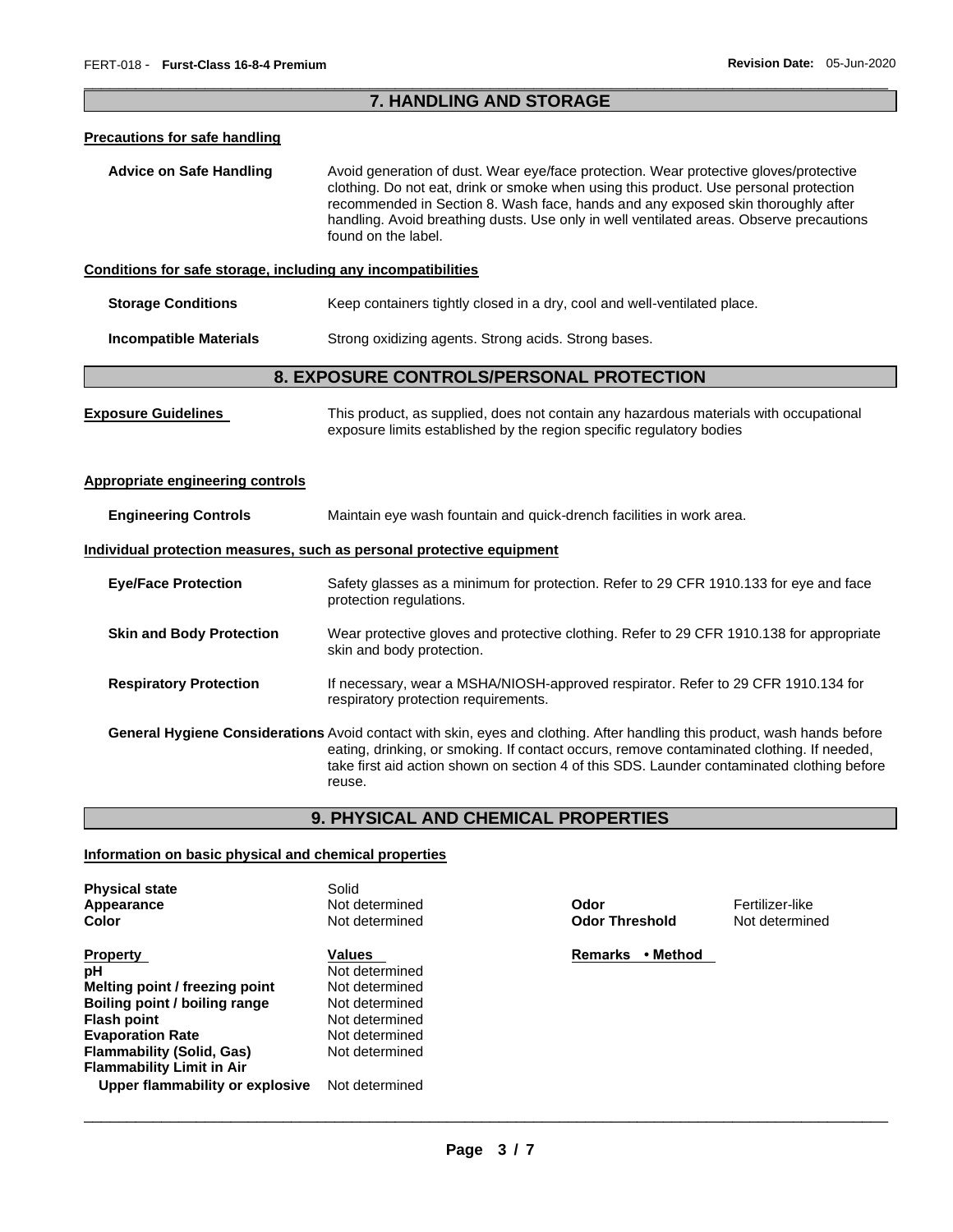## 7. HANDLING AND STORAGE

**Precautions for safe handling**

**Advice on Safe Handling** Avoid generation of dust. Wear eye/face protection. Wear protective gloves/protective clothing. Do not eat, drink or smoke when using this product. Use personal protection recommended in Section 8. Wash face, hands and any exposed skin thoroughly after handling. Avoid breathing dusts. Use only in well ventilated areas. Observe precautions found on the label.

**Conditions for safe storage, including any incompatibilities**

**Storage Conditions** Keep containers tightly closed in a dry, cool and well-ventilated place.

**Incompatible Materials** Strong oxidizing agents. Strong acids. Strong bases.

## 8. EXPOSURE CONTROLS/PERSONAL PROTECTION

**Exposure Guidelines** This product, as supplied, does not contain any hazardous materials with occupational exposure limits established by the region specific regulatory bodies

**Appropriate engineering controls**

**Engineering Controls** Maintain eye wash fountain and quick-drench facilities in work area.

**Individual protection measures, such as personal protective equipment**

**Eye/Face Protection** Safety glasses as a minimum for protection. Refer to 29 CFR 1910.133 for eye and face protection regulations.

**Skin and Body Protection** Wear protective gloves and protective clothing. Refer to 29 CFR 1910.138 for appropriate skin and body protection.

**Respiratory Protection** If necessary, wear a MSHA/NIOSH-approved respirator. Refer to 29 CFR 1910.134 for respiratory protection requirements.

**General Hygiene Considerations** Avoid contact with skin, eyes and clothing. After handling this product, wash hands before eating, drinking, or smoking. If contact occurs, remove contaminated clothing. If needed, take first aid action shown on section 4 of this SDS. Launder contaminated clothing before reuse.

## 9. PHYSICAL AND CHEMICAL PROPERTIES

**Information on basic physical and chemical properties**

| | | | |
|---|---|---|---|
| **Physical state** | Solid | | |
| **Appearance** | Not determined | **Odor** | Fertilizer-like |
| **Color** | Not determined | **Odor Threshold** | Not determined |

| **Property** | **Values** | **Remarks • Method** |
|---|---|---|
| **pH** | Not determined | |
| **Melting point / freezing point** | Not determined | |
| **Boiling point / boiling range** | Not determined | |
| **Flash point** | Not determined | |
| **Evaporation Rate** | Not determined | |
| **Flammability (Solid, Gas)** | Not determined | |
| **Flammability Limit in Air** | | |
| **Upper flammability or explosive** | Not determined | |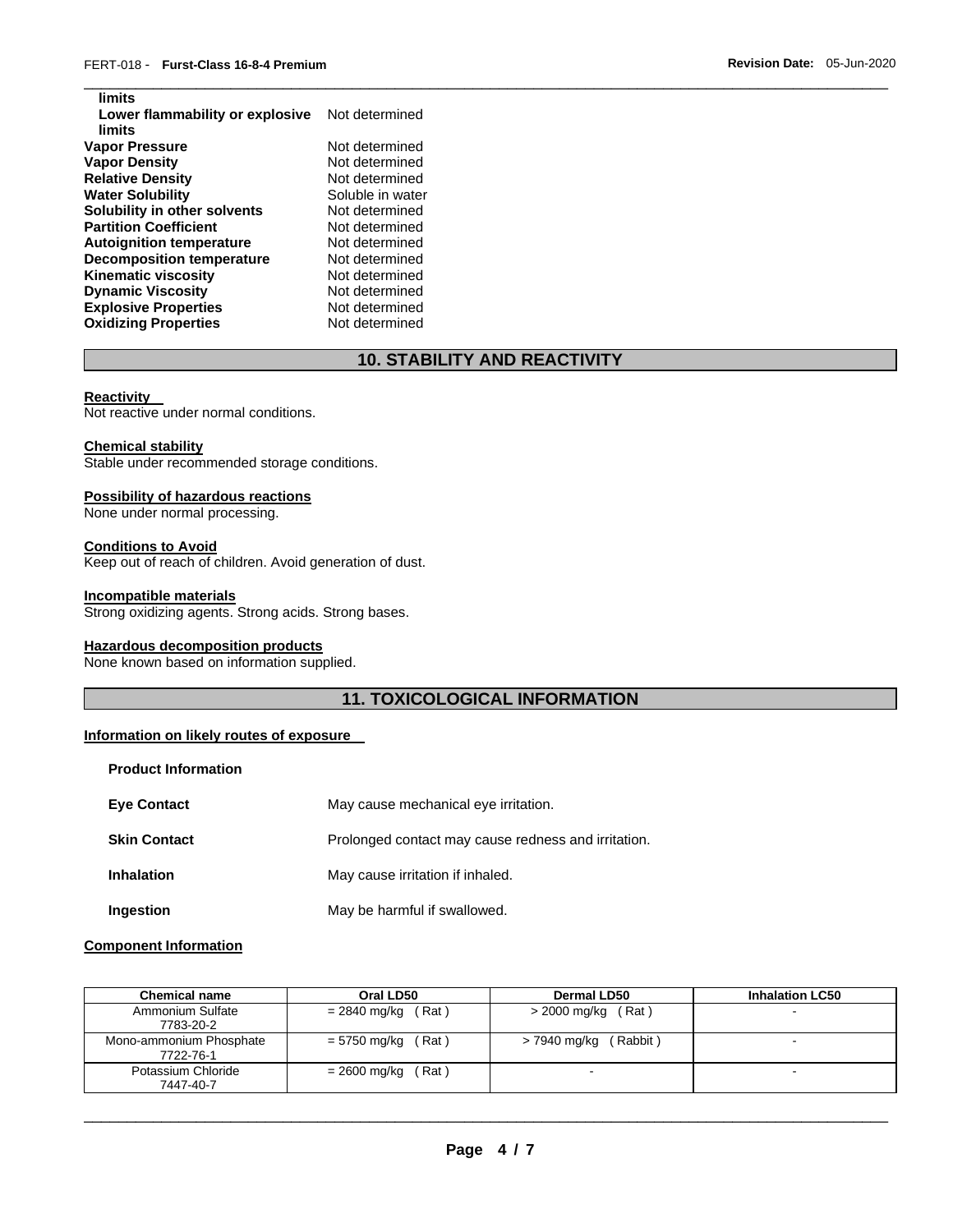| | |
|---|---|
| **limits** | |
| **Lower flammability or explosive limits** | Not determined |
| **Vapor Pressure** | Not determined |
| **Vapor Density** | Not determined |
| **Relative Density** | Not determined |
| **Water Solubility** | Soluble in water |
| **Solubility in other solvents** | Not determined |
| **Partition Coefficient** | Not determined |
| **Autoignition temperature** | Not determined |
| **Decomposition temperature** | Not determined |
| **Kinematic viscosity** | Not determined |
| **Dynamic Viscosity** | Not determined |
| **Explosive Properties** | Not determined |
| **Oxidizing Properties** | Not determined |

## 10. STABILITY AND REACTIVITY

**Reactivity**
Not reactive under normal conditions.

**Chemical stability**
Stable under recommended storage conditions.

**Possibility of hazardous reactions**
None under normal processing.

**Conditions to Avoid**
Keep out of reach of children. Avoid generation of dust.

**Incompatible materials**
Strong oxidizing agents. Strong acids. Strong bases.

**Hazardous decomposition products**
None known based on information supplied.

## 11. TOXICOLOGICAL INFORMATION

**Information on likely routes of exposure**

**Product Information**

| | |
|---|---|
| **Eye Contact** | May cause mechanical eye irritation. |
| **Skin Contact** | Prolonged contact may cause redness and irritation. |
| **Inhalation** | May cause irritation if inhaled. |
| **Ingestion** | May be harmful if swallowed. |

**Component Information**

| Chemical name | Oral LD50 | Dermal LD50 | Inhalation LC50 |
|---|---|---|---|
| Ammonium Sulfate 7783-20-2 | = 2840 mg/kg ( Rat ) | > 2000 mg/kg ( Rat ) | - |
| Mono-ammonium Phosphate 7722-76-1 | = 5750 mg/kg ( Rat ) | > 7940 mg/kg ( Rabbit ) | - |
| Potassium Chloride 7447-40-7 | = 2600 mg/kg ( Rat ) | - | - |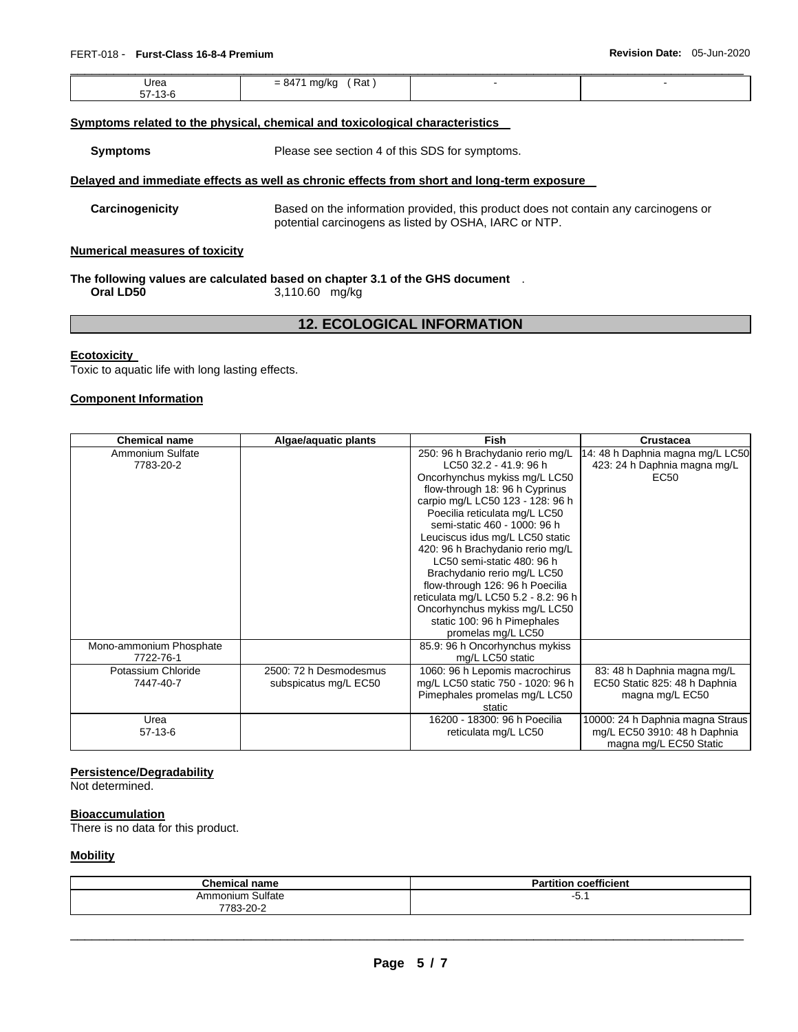| Urea<br>57-13-6 | = 8471 mg/kg ( Rat ) | - | - |
|---|---|---|---|

**Symptoms related to the physical, chemical and toxicological characteristics**

**Symptoms** Please see section 4 of this SDS for symptoms.

**Delayed and immediate effects as well as chronic effects from short and long-term exposure**

**Carcinogenicity** Based on the information provided, this product does not contain any carcinogens or potential carcinogens as listed by OSHA, IARC or NTP.

**Numerical measures of toxicity**

**The following values are calculated based on chapter 3.1 of the GHS document** .

**Oral LD50** 3,110.60 mg/kg

## 12. ECOLOGICAL INFORMATION

**Ecotoxicity**

Toxic to aquatic life with long lasting effects.

**Component Information**

| Chemical name | Algae/aquatic plants | Fish | Crustacea |
|---|---|---|---|
| Ammonium Sulfate<br>7783-20-2 | | 250: 96 h Brachydanio rerio mg/L LC50 32.2 - 41.9: 96 h Oncorhynchus mykiss mg/L LC50 flow-through 18: 96 h Cyprinus carpio mg/L LC50 123 - 128: 96 h Poecilia reticulata mg/L LC50 semi-static 460 - 1000: 96 h Leuciscus idus mg/L LC50 static 420: 96 h Brachydanio rerio mg/L LC50 semi-static 480: 96 h Brachydanio rerio mg/L LC50 flow-through 126: 96 h Poecilia reticulata mg/L LC50 5.2 - 8.2: 96 h Oncorhynchus mykiss mg/L LC50 static 100: 96 h Pimephales promelas mg/L LC50 | 14: 48 h Daphnia magna mg/L LC50 423: 24 h Daphnia magna mg/L EC50 |
| Mono-ammonium Phosphate<br>7722-76-1 | | 85.9: 96 h Oncorhynchus mykiss mg/L LC50 static | |
| Potassium Chloride<br>7447-40-7 | 2500: 72 h Desmodesmus subspicatus mg/L EC50 | 1060: 96 h Lepomis macrochirus mg/L LC50 static 750 - 1020: 96 h Pimephales promelas mg/L LC50 static | 83: 48 h Daphnia magna mg/L EC50 Static 825: 48 h Daphnia magna mg/L EC50 |
| Urea<br>57-13-6 | | 16200 - 18300: 96 h Poecilia reticulata mg/L LC50 | 10000: 24 h Daphnia magna Straus mg/L EC50 3910: 48 h Daphnia magna mg/L EC50 Static |

**Persistence/Degradability**

Not determined.

**Bioaccumulation**

There is no data for this product.

**Mobility**

| Chemical name | Partition coefficient |
|---|---|
| Ammonium Sulfate<br>7783-20-2 | -5.1 |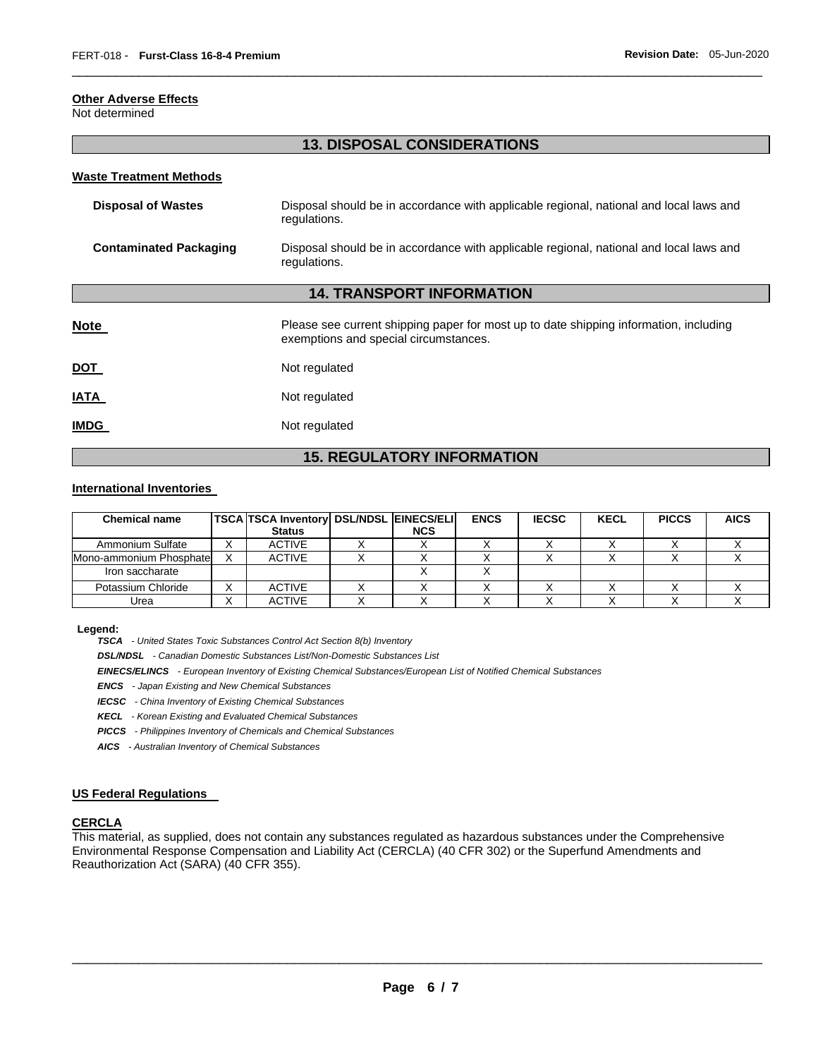**Other Adverse Effects**
Not determined

## 13. DISPOSAL CONSIDERATIONS

**Waste Treatment Methods**

**Disposal of Wastes** Disposal should be in accordance with applicable regional, national and local laws and regulations.

**Contaminated Packaging** Disposal should be in accordance with applicable regional, national and local laws and regulations.

## 14. TRANSPORT INFORMATION

**Note** Please see current shipping paper for most up to date shipping information, including exemptions and special circumstances.

**DOT** Not regulated

**IATA** Not regulated

**IMDG** Not regulated

## 15. REGULATORY INFORMATION

**International Inventories**

| Chemical name | TSCA | TSCA Inventory Status | DSL/NDSL | EINECS/ELINCS | ENCS | IECSC | KECL | PICCS | AICS |
|---|---|---|---|---|---|---|---|---|---|
| Ammonium Sulfate | X | ACTIVE | X | X | X | X | X | X | X |
| Mono-ammonium Phosphate | X | ACTIVE | X | X | X | X | X | X | X |
| Iron saccharate | | | | X | X | | | | |
| Potassium Chloride | X | ACTIVE | X | X | X | X | X | X | X |
| Urea | X | ACTIVE | X | X | X | X | X | X | X |

**Legend:**

***TSCA*** *- United States Toxic Substances Control Act Section 8(b) Inventory*

***DSL/NDSL*** *- Canadian Domestic Substances List/Non-Domestic Substances List*

***EINECS/ELINCS*** *- European Inventory of Existing Chemical Substances/European List of Notified Chemical Substances*

***ENCS*** *- Japan Existing and New Chemical Substances*

***IECSC*** *- China Inventory of Existing Chemical Substances*

***KECL*** *- Korean Existing and Evaluated Chemical Substances*

***PICCS*** *- Philippines Inventory of Chemicals and Chemical Substances*

***AICS*** *- Australian Inventory of Chemical Substances*

**US Federal Regulations**

**CERCLA**
This material, as supplied, does not contain any substances regulated as hazardous substances under the Comprehensive Environmental Response Compensation and Liability Act (CERCLA) (40 CFR 302) or the Superfund Amendments and Reauthorization Act (SARA) (40 CFR 355).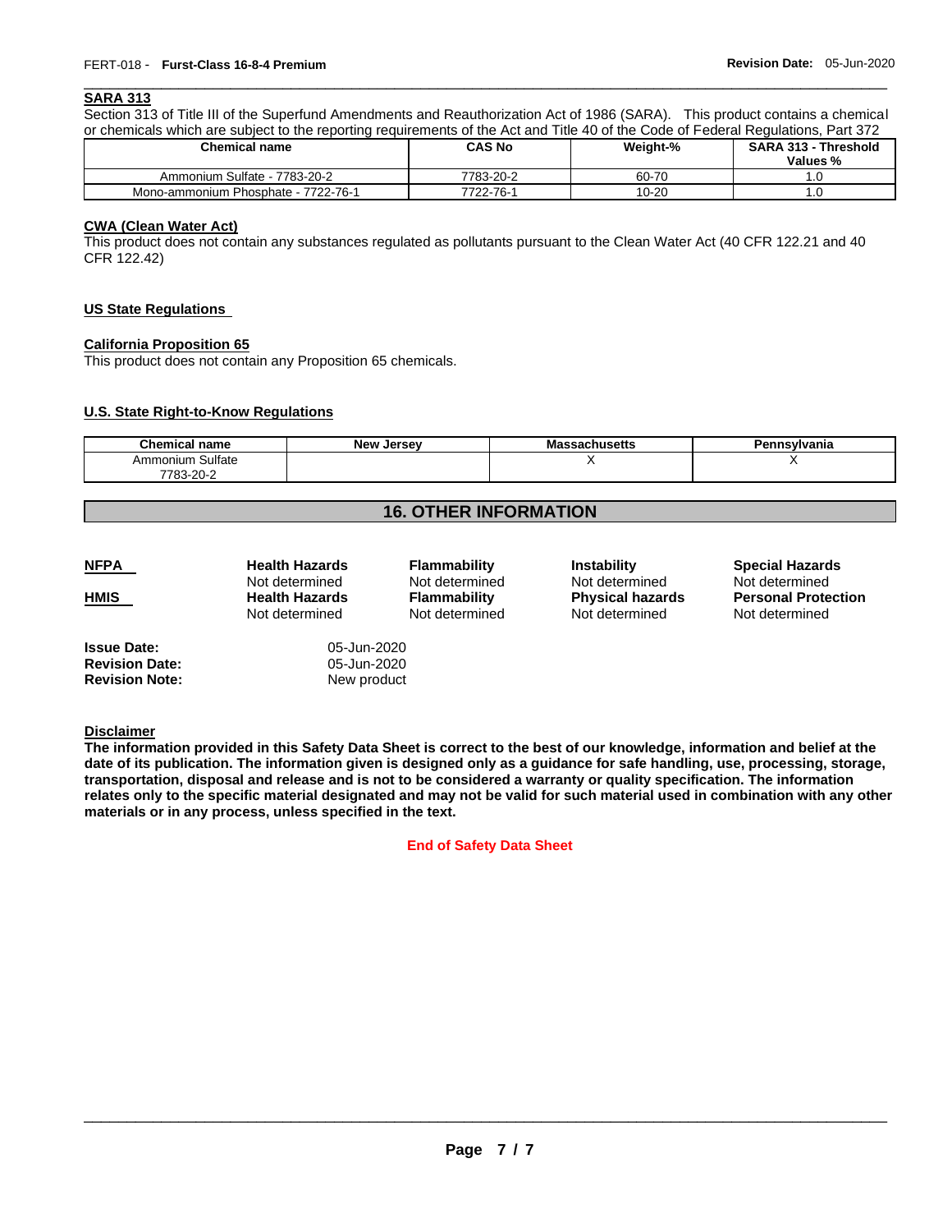#### SARA 313

Section 313 of Title III of the Superfund Amendments and Reauthorization Act of 1986 (SARA). This product contains a chemical or chemicals which are subject to the reporting requirements of the Act and Title 40 of the Code of Federal Regulations, Part 372

| Chemical name | CAS No | Weight-% | SARA 313 - Threshold Values % |
|---|---|---|---|
| Ammonium Sulfate - 7783-20-2 | 7783-20-2 | 60-70 | 1.0 |
| Mono-ammonium Phosphate - 7722-76-1 | 7722-76-1 | 10-20 | 1.0 |

#### CWA (Clean Water Act)

This product does not contain any substances regulated as pollutants pursuant to the Clean Water Act (40 CFR 122.21 and 40 CFR 122.42)

#### US State Regulations

#### California Proposition 65

This product does not contain any Proposition 65 chemicals.

#### U.S. State Right-to-Know Regulations

| Chemical name | New Jersey | Massachusetts | Pennsylvania |
|---|---|---|---|
| Ammonium Sulfate 7783-20-2 | | X | X |

## 16. OTHER INFORMATION

| | | | | |
|---|---|---|---|---|
| **NFPA** | **Health Hazards** Not determined | **Flammability** Not determined | **Instability** Not determined | **Special Hazards** Not determined |
| **HMIS** | **Health Hazards** Not determined | **Flammability** Not determined | **Physical hazards** Not determined | **Personal Protection** Not determined |

**Issue Date:** 05-Jun-2020
**Revision Date:** 05-Jun-2020
**Revision Note:** New product

#### Disclaimer

**The information provided in this Safety Data Sheet is correct to the best of our knowledge, information and belief at the date of its publication. The information given is designed only as a guidance for safe handling, use, processing, storage, transportation, disposal and release and is not to be considered a warranty or quality specification. The information relates only to the specific material designated and may not be valid for such material used in combination with any other materials or in any process, unless specified in the text.**

**End of Safety Data Sheet**